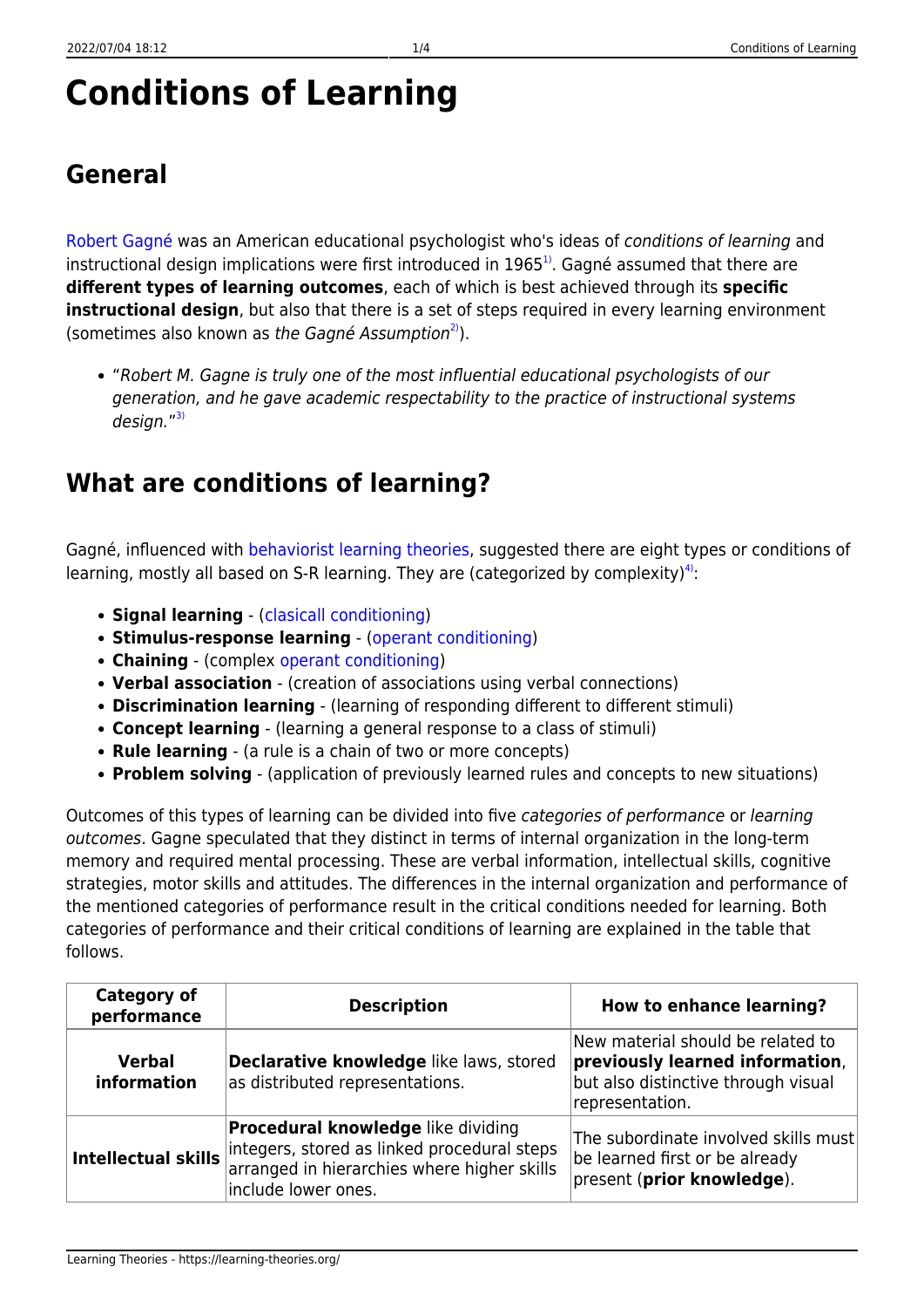# Conditions of Learning

## General

Robert Gagné was an American educational psychologist who's ideas of *conditions of learning* and instructional design implications were first introduced in 1965[1]. Gagné assumed that there are **different types of learning outcomes**, each of which is best achieved through its **specific instructional design**, but also that there is a set of steps required in every learning environment (sometimes also known as *the Gagné Assumption*[2]).

- "*Robert M. Gagne is truly one of the most influential educational psychologists of our generation, and he gave academic respectability to the practice of instructional systems design.*"[3]

## What are conditions of learning?

Gagné, influenced with behaviorist learning theories, suggested there are eight types or conditions of learning, mostly all based on S-R learning. They are (categorized by complexity)[4]:

- **Signal learning** - (clasicall conditioning)
- **Stimulus-response learning** - (operant conditioning)
- **Chaining** - (complex operant conditioning)
- **Verbal association** - (creation of associations using verbal connections)
- **Discrimination learning** - (learning of responding different to different stimuli)
- **Concept learning** - (learning a general response to a class of stimuli)
- **Rule learning** - (a rule is a chain of two or more concepts)
- **Problem solving** - (application of previously learned rules and concepts to new situations)

Outcomes of this types of learning can be divided into five *categories of performance* or *learning outcomes*. Gagne speculated that they distinct in terms of internal organization in the long-term memory and required mental processing. These are verbal information, intellectual skills, cognitive strategies, motor skills and attitudes. The differences in the internal organization and performance of the mentioned categories of performance result in the critical conditions needed for learning. Both categories of performance and their critical conditions of learning are explained in the table that follows.

| Category of performance | Description | How to enhance learning? |
|---|---|---|
| **Verbal information** | **Declarative knowledge** like laws, stored as distributed representations. | New material should be related to **previously learned information**, but also distinctive through visual representation. |
| **Intellectual skills** | **Procedural knowledge** like dividing integers, stored as linked procedural steps arranged in hierarchies where higher skills include lower ones. | The subordinate involved skills must be learned first or be already present (**prior knowledge**). |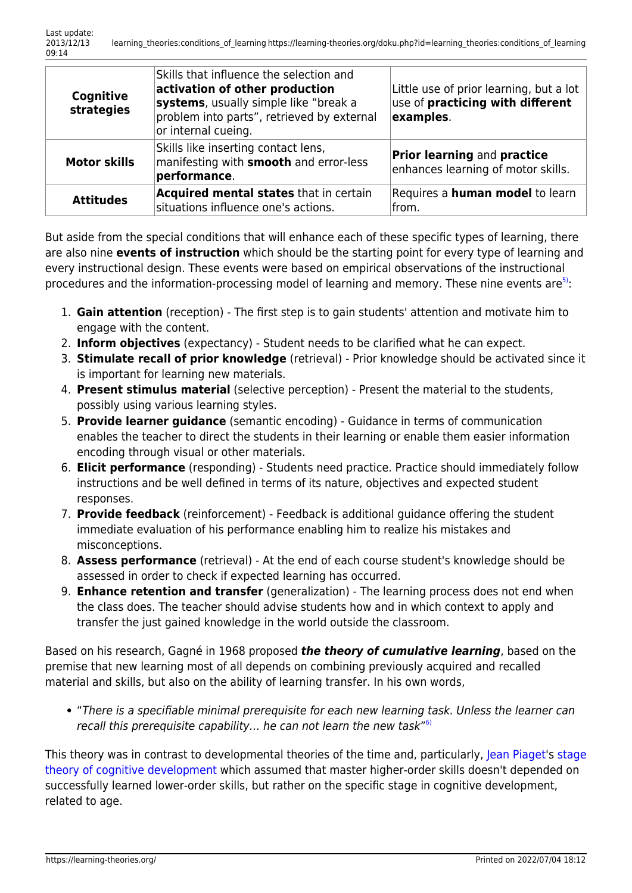| **Cognitive strategies** | Skills that influence the selection and **activation of other production systems**, usually simple like "break a problem into parts", retrieved by external or internal cueing. | Little use of prior learning, but a lot use of **practicing with different examples**. |
| --- | --- | --- |
| **Motor skills** | Skills like inserting contact lens, manifesting with **smooth** and error-less **performance**. | **Prior learning** and **practice** enhances learning of motor skills. |
| **Attitudes** | **Acquired mental states** that in certain situations influence one's actions. | Requires a **human model** to learn from. |

But aside from the special conditions that will enhance each of these specific types of learning, there are also nine **events of instruction** which should be the starting point for every type of learning and every instructional design. These events were based on empirical observations of the instructional procedures and the information-processing model of learning and memory. These nine events are[5]:

1. **Gain attention** (reception) - The first step is to gain students' attention and motivate him to engage with the content.
2. **Inform objectives** (expectancy) - Student needs to be clarified what he can expect.
3. **Stimulate recall of prior knowledge** (retrieval) - Prior knowledge should be activated since it is important for learning new materials.
4. **Present stimulus material** (selective perception) - Present the material to the students, possibly using various learning styles.
5. **Provide learner guidance** (semantic encoding) - Guidance in terms of communication enables the teacher to direct the students in their learning or enable them easier information encoding through visual or other materials.
6. **Elicit performance** (responding) - Students need practice. Practice should immediately follow instructions and be well defined in terms of its nature, objectives and expected student responses.
7. **Provide feedback** (reinforcement) - Feedback is additional guidance offering the student immediate evaluation of his performance enabling him to realize his mistakes and misconceptions.
8. **Assess performance** (retrieval) - At the end of each course student's knowledge should be assessed in order to check if expected learning has occurred.
9. **Enhance retention and transfer** (generalization) - The learning process does not end when the class does. The teacher should advise students how and in which context to apply and transfer the just gained knowledge in the world outside the classroom.

Based on his research, Gagné in 1968 proposed ***the theory of cumulative learning***, based on the premise that new learning most of all depends on combining previously acquired and recalled material and skills, but also on the ability of learning transfer. In his own words,

- "*There is a specifiable minimal prerequisite for each new learning task. Unless the learner can recall this prerequisite capability… he can not learn the new task*"[6]

This theory was in contrast to developmental theories of the time and, particularly, Jean Piaget's stage theory of cognitive development which assumed that master higher-order skills doesn't depended on successfully learned lower-order skills, but rather on the specific stage in cognitive development, related to age.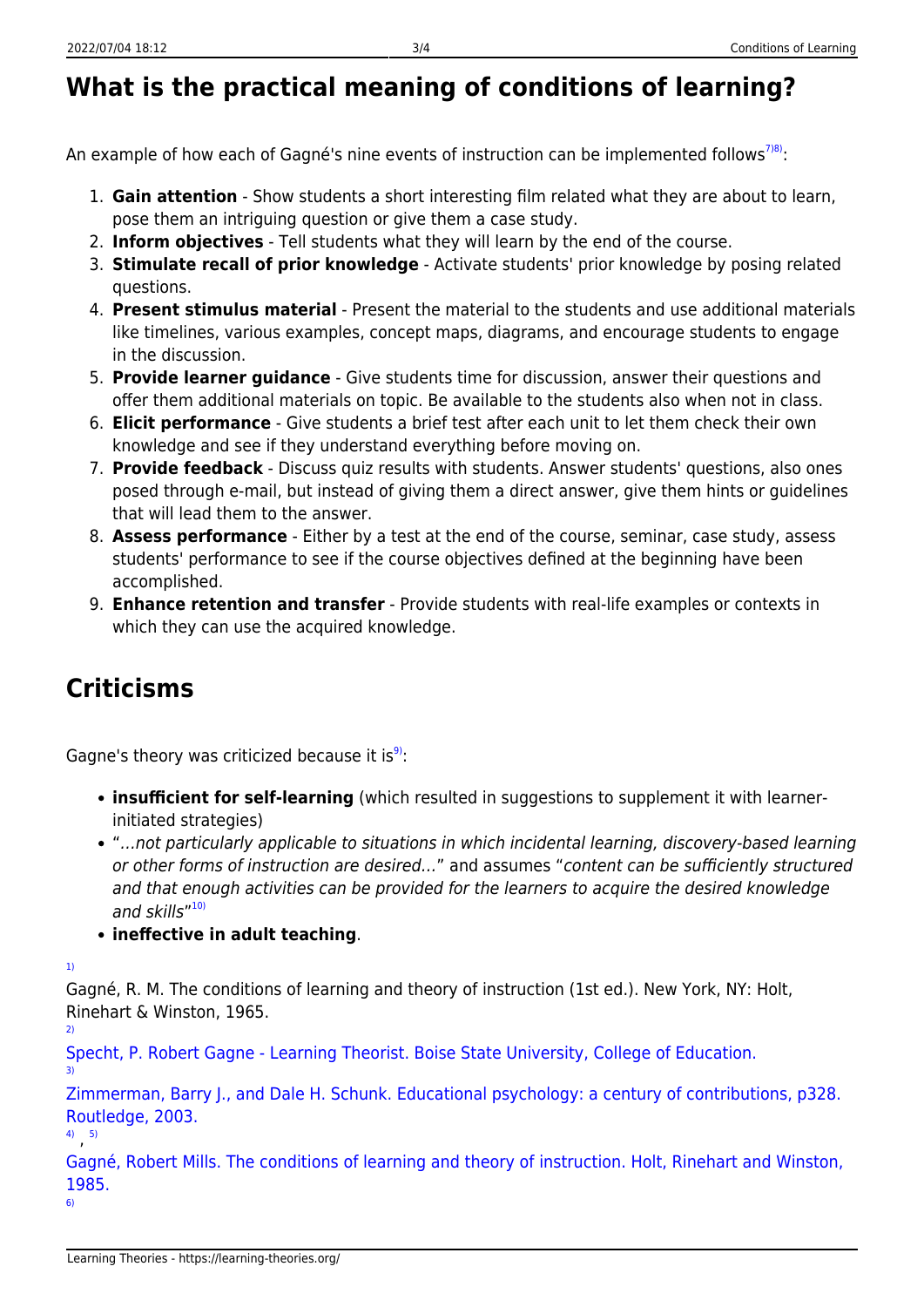## What is the practical meaning of conditions of learning?

An example of how each of Gagné's nine events of instruction can be implemented follows[7)8)]:

1. **Gain attention** - Show students a short interesting film related what they are about to learn, pose them an intriguing question or give them a case study.
2. **Inform objectives** - Tell students what they will learn by the end of the course.
3. **Stimulate recall of prior knowledge** - Activate students' prior knowledge by posing related questions.
4. **Present stimulus material** - Present the material to the students and use additional materials like timelines, various examples, concept maps, diagrams, and encourage students to engage in the discussion.
5. **Provide learner guidance** - Give students time for discussion, answer their questions and offer them additional materials on topic. Be available to the students also when not in class.
6. **Elicit performance** - Give students a brief test after each unit to let them check their own knowledge and see if they understand everything before moving on.
7. **Provide feedback** - Discuss quiz results with students. Answer students' questions, also ones posed through e-mail, but instead of giving them a direct answer, give them hints or guidelines that will lead them to the answer.
8. **Assess performance** - Either by a test at the end of the course, seminar, case study, assess students' performance to see if the course objectives defined at the beginning have been accomplished.
9. **Enhance retention and transfer** - Provide students with real-life examples or contexts in which they can use the acquired knowledge.

## Criticisms

Gagne's theory was criticized because it is[9)]:

- **insufficient for self-learning** (which resulted in suggestions to supplement it with learner-initiated strategies)
- "*…not particularly applicable to situations in which incidental learning, discovery-based learning or other forms of instruction are desired…*" and assumes "*content can be sufficiently structured and that enough activities can be provided for the learners to acquire the desired knowledge and skills*"[10)]
- **ineffective in adult teaching**.

[1)]

Gagné, R. M. The conditions of learning and theory of instruction (1st ed.). New York, NY: Holt, Rinehart & Winston, 1965.

[2)]

Specht, P. Robert Gagne - Learning Theorist. Boise State University, College of Education.

[3)]

Zimmerman, Barry J., and Dale H. Schunk. Educational psychology: a century of contributions, p328. Routledge, 2003.

[4)], [5)]

Gagné, Robert Mills. The conditions of learning and theory of instruction. Holt, Rinehart and Winston, 1985.

[6)]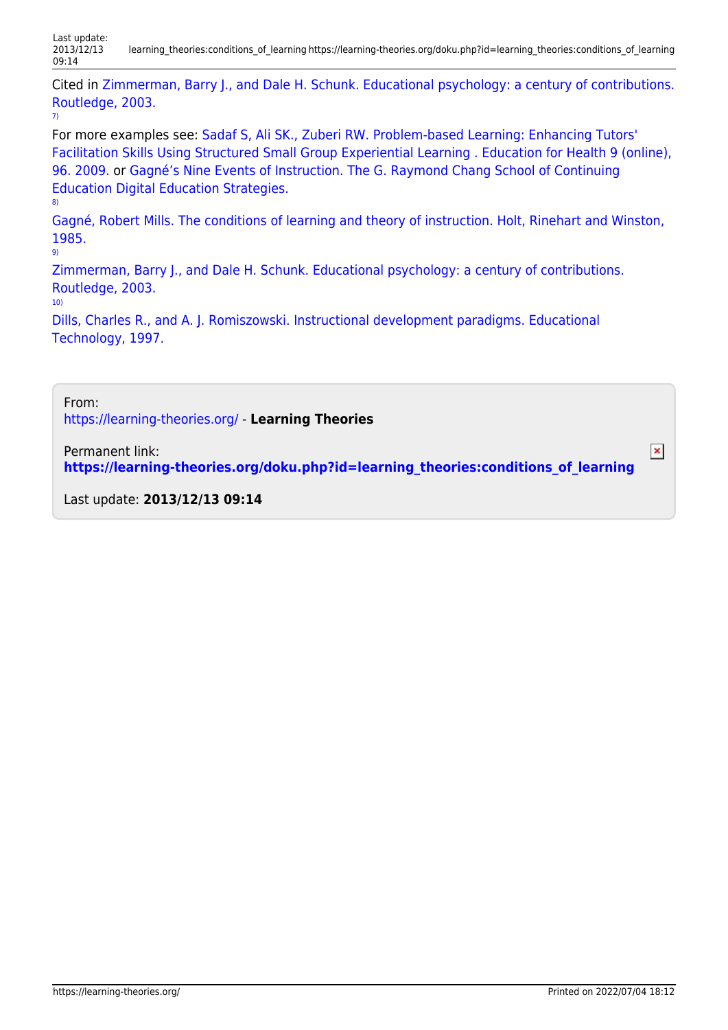Cited in Zimmerman, Barry J., and Dale H. Schunk. Educational psychology: a century of contributions. Routledge, 2003.

[7] For more examples see: Sadaf S, Ali SK., Zuberi RW. Problem-based Learning: Enhancing Tutors' Facilitation Skills Using Structured Small Group Experiential Learning . Education for Health 9 (online), 96. 2009. or Gagné's Nine Events of Instruction. The G. Raymond Chang School of Continuing Education Digital Education Strategies.

[8] Gagné, Robert Mills. The conditions of learning and theory of instruction. Holt, Rinehart and Winston, 1985.

[9] Zimmerman, Barry J., and Dale H. Schunk. Educational psychology: a century of contributions. Routledge, 2003.

[10] Dills, Charles R., and A. J. Romiszowski. Instructional development paradigms. Educational Technology, 1997.

From:
https://learning-theories.org/ - **Learning Theories**

Permanent link:
**https://learning-theories.org/doku.php?id=learning_theories:conditions_of_learning**

Last update: **2013/12/13 09:14**